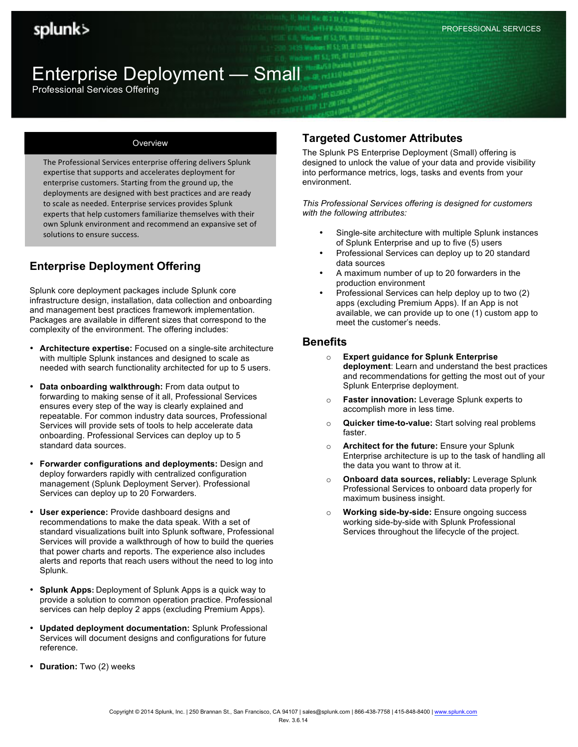PROFESSIONAL SERVICES

# Enterprise Deployment — Small

Professional Services Offering

## Overview

The Professional Services enterprise offering delivers Splunk expertise that supports and accelerates deployment for enterprise customers. Starting from the ground up, the deployments are designed with best practices and are ready to scale as needed. Enterprise services provides Splunk experts that help customers familiarize themselves with their own Splunk environment and recommend an expansive set of solutions to ensure success.

## Enterprise Deployment Offering

Splunk core deployment packages include Splunk core infrastructure design, installation, data collection and onboarding and management best practices framework implementation. Packages are available in different sizes that correspond to the complexity of the environment. The offering includes:

- **Architecture expertise:** Focused on a single-site architecture with multiple Splunk instances and designed to scale as needed with search functionality architected for up to 5 users.
- **Data onboarding walkthrough:** From data output to forwarding to making sense of it all, Professional Services ensures every step of the way is clearly explained and repeatable. For common industry data sources, Professional Services will provide sets of tools to help accelerate data onboarding. Professional Services can deploy up to 5 standard data sources.
- **Forwarder configurations and deployments:** Design and deploy forwarders rapidly with centralized configuration management (Splunk Deployment Server). Professional Services can deploy up to 20 Forwarders.
- **User experience:** Provide dashboard designs and recommendations to make the data speak. With a set of standard visualizations built into Splunk software, Professional Services will provide a walkthrough of how to build the queries that power charts and reports. The experience also includes alerts and reports that reach users without the need to log into Splunk.
- **Splunk Apps:** Deployment of Splunk Apps is a quick way to provide a solution to common operation practice. Professional services can help deploy 2 apps (excluding Premium Apps).
- **Updated deployment documentation:** Splunk Professional Services will document designs and configurations for future reference.
- **Duration:** Two (2) weeks

## Targeted Customer Attributes

The Splunk PS Enterprise Deployment (Small) offering is designed to unlock the value of your data and provide visibility into performance metrics, logs, tasks and events from your environment.

*This Professional Services offering is designed for customers with the following attributes:*

- Single-site architecture with multiple Splunk instances of Splunk Enterprise and up to five (5) users
- Professional Services can deploy up to 20 standard data sources
- A maximum number of up to 20 forwarders in the production environment
- Professional Services can help deploy up to two (2) apps (excluding Premium Apps). If an App is not available, we can provide up to one (1) custom app to meet the customer's needs.

## Benefits

- **Expert guidance for Splunk Enterprise deployment**: Learn and understand the best practices and recommendations for getting the most out of your Splunk Enterprise deployment.
- **Faster innovation:** Leverage Splunk experts to accomplish more in less time.
- **Quicker time-to-value:** Start solving real problems faster.
- **Architect for the future:** Ensure your Splunk Enterprise architecture is up to the task of handling all the data you want to throw at it.
- **Onboard data sources, reliably:** Leverage Splunk Professional Services to onboard data properly for maximum business insight.
- **Working side-by-side:** Ensure ongoing success working side-by-side with Splunk Professional Services throughout the lifecycle of the project.

Copyright © 2014 Splunk, Inc. | 250 Brannan St., San Francisco, CA 94107 | sales@splunk.com | 866-438-7758 | 415-848-8400 | www.splunk.com
Rev. 3.6.14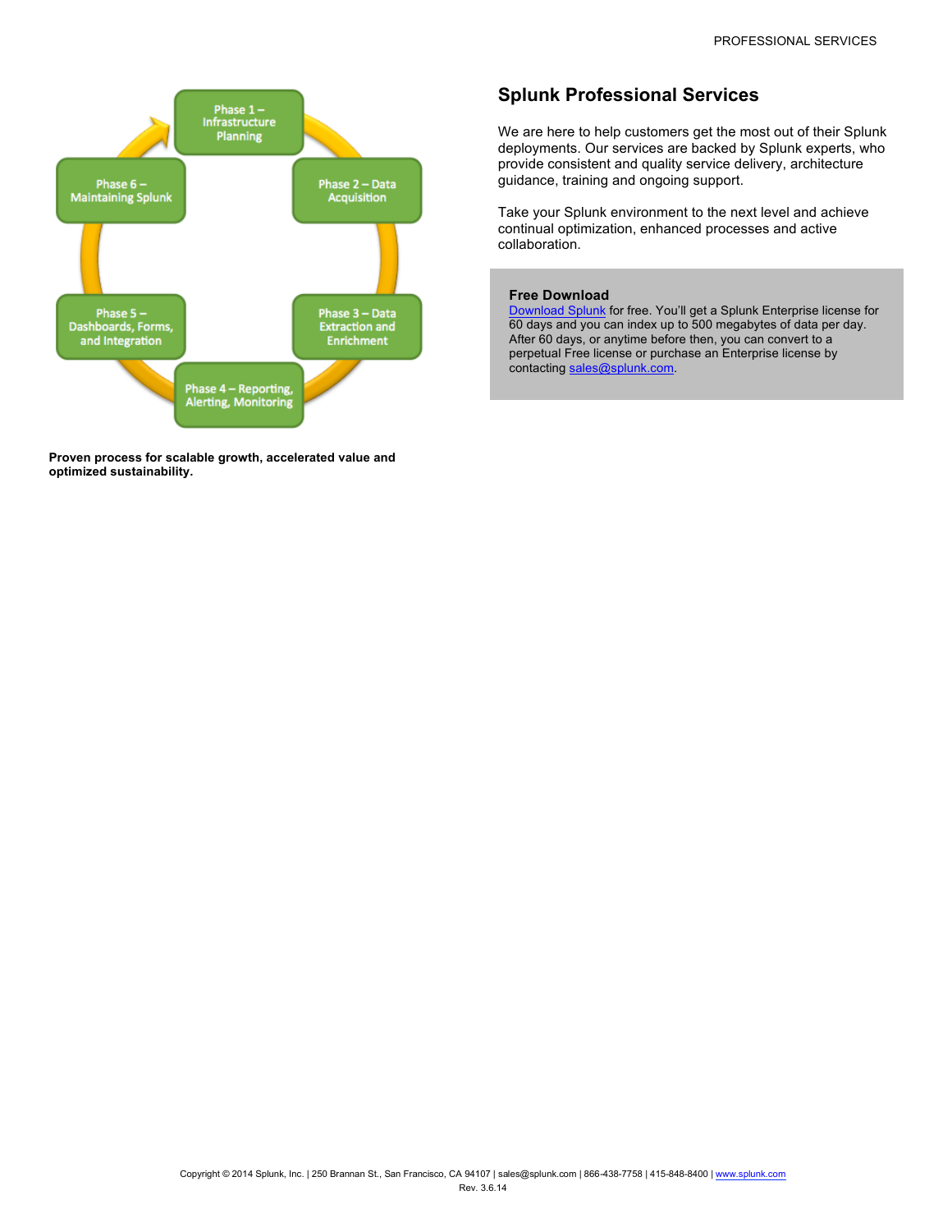Phase 1 – Infrastructure Planning

Phase 2 – Data Acquisition

Phase 3 – Data Extraction and Enrichment

Phase 4 – Reporting, Alerting, Monitoring

Phase 5 – Dashboards, Forms, and Integration

Phase 6 – Maintaining Splunk

**Proven process for scalable growth, accelerated value and optimized sustainability.**

## Splunk Professional Services

We are here to help customers get the most out of their Splunk deployments. Our services are backed by Splunk experts, who provide consistent and quality service delivery, architecture guidance, training and ongoing support.

Take your Splunk environment to the next level and achieve continual optimization, enhanced processes and active collaboration.

**Free Download**

Download Splunk for free. You'll get a Splunk Enterprise license for 60 days and you can index up to 500 megabytes of data per day. After 60 days, or anytime before then, you can convert to a perpetual Free license or purchase an Enterprise license by contacting sales@splunk.com.

Copyright © 2014 Splunk, Inc. | 250 Brannan St., San Francisco, CA 94107 | sales@splunk.com | 866-438-7758 | 415-848-8400 | www.splunk.com

Rev. 3.6.14